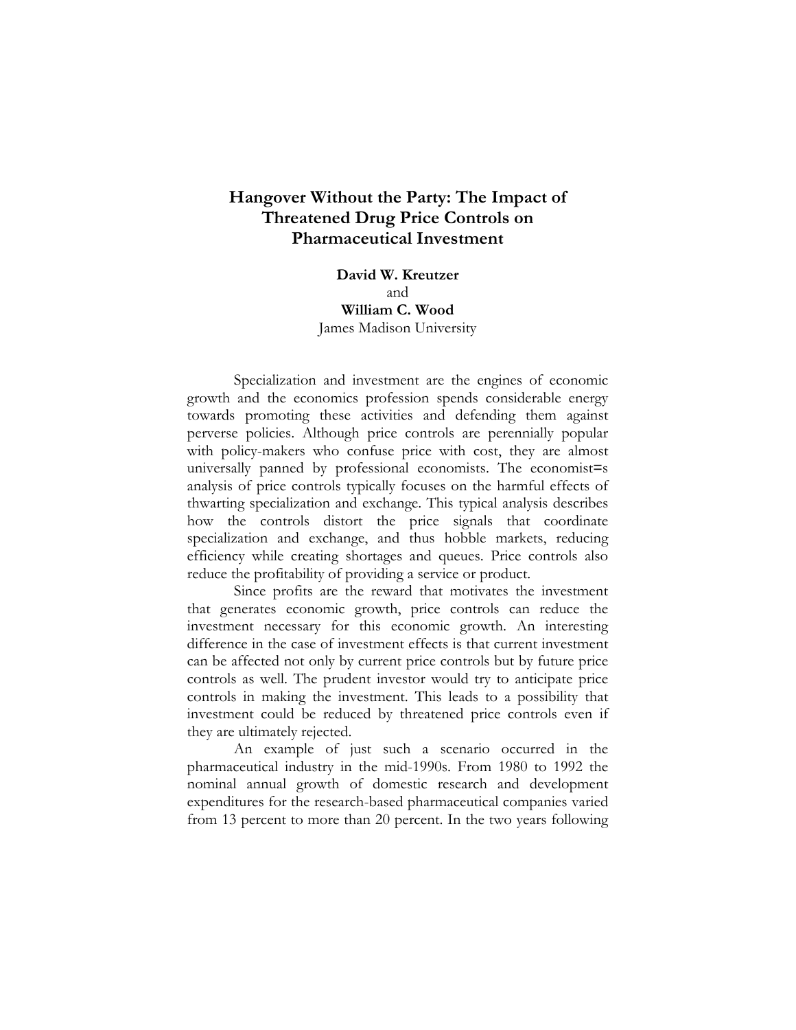# Hangover Without the Party: The Impact of Threatened Drug Price Controls on Pharmaceutical Investment

**David W. Kreutzer**
and
**William C. Wood**
James Madison University

Specialization and investment are the engines of economic growth and the economics profession spends considerable energy towards promoting these activities and defending them against perverse policies. Although price controls are perennially popular with policy-makers who confuse price with cost, they are almost universally panned by professional economists. The economist=s analysis of price controls typically focuses on the harmful effects of thwarting specialization and exchange. This typical analysis describes how the controls distort the price signals that coordinate specialization and exchange, and thus hobble markets, reducing efficiency while creating shortages and queues. Price controls also reduce the profitability of providing a service or product.

Since profits are the reward that motivates the investment that generates economic growth, price controls can reduce the investment necessary for this economic growth. An interesting difference in the case of investment effects is that current investment can be affected not only by current price controls but by future price controls as well. The prudent investor would try to anticipate price controls in making the investment. This leads to a possibility that investment could be reduced by threatened price controls even if they are ultimately rejected.

An example of just such a scenario occurred in the pharmaceutical industry in the mid-1990s. From 1980 to 1992 the nominal annual growth of domestic research and development expenditures for the research-based pharmaceutical companies varied from 13 percent to more than 20 percent. In the two years following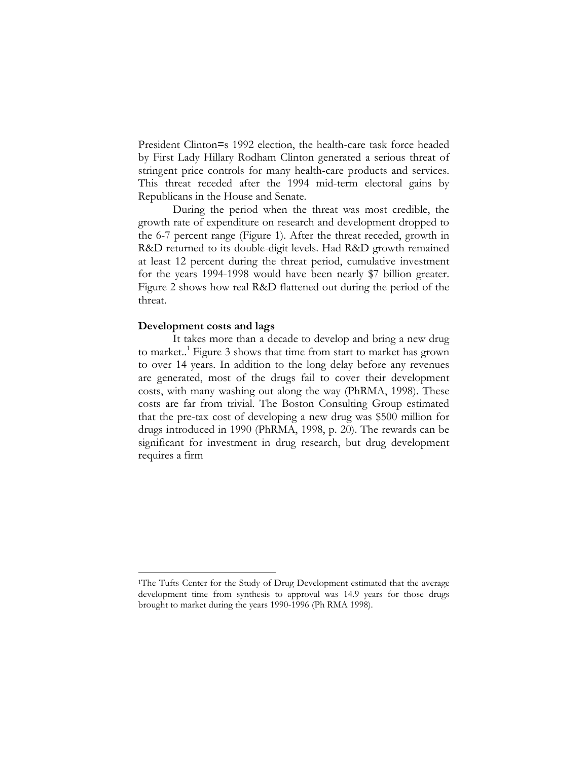President Clinton=s 1992 election, the health-care task force headed by First Lady Hillary Rodham Clinton generated a serious threat of stringent price controls for many health-care products and services. This threat receded after the 1994 mid-term electoral gains by Republicans in the House and Senate.

During the period when the threat was most credible, the growth rate of expenditure on research and development dropped to the 6-7 percent range (Figure 1). After the threat receded, growth in R&D returned to its double-digit levels. Had R&D growth remained at least 12 percent during the threat period, cumulative investment for the years 1994-1998 would have been nearly $7 billion greater. Figure 2 shows how real R&D flattened out during the period of the threat.

**Development costs and lags**

It takes more than a decade to develop and bring a new drug to market..[1] Figure 3 shows that time from start to market has grown to over 14 years. In addition to the long delay before any revenues are generated, most of the drugs fail to cover their development costs, with many washing out along the way (PhRMA, 1998). These costs are far from trivial. The Boston Consulting Group estimated that the pre-tax cost of developing a new drug was $500 million for drugs introduced in 1990 (PhRMA, 1998, p. 20). The rewards can be significant for investment in drug research, but drug development requires a firm

---

[1]The Tufts Center for the Study of Drug Development estimated that the average development time from synthesis to approval was 14.9 years for those drugs brought to market during the years 1990-1996 (Ph RMA 1998).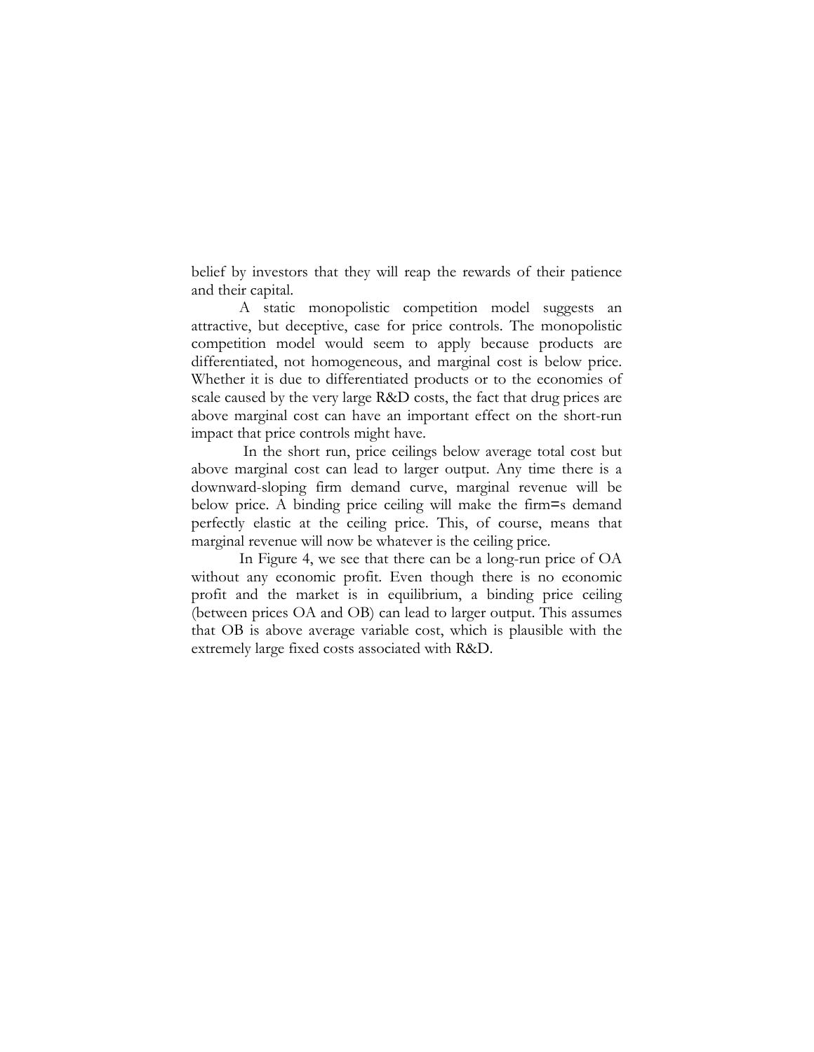belief by investors that they will reap the rewards of their patience and their capital.

A static monopolistic competition model suggests an attractive, but deceptive, case for price controls. The monopolistic competition model would seem to apply because products are differentiated, not homogeneous, and marginal cost is below price. Whether it is due to differentiated products or to the economies of scale caused by the very large R&D costs, the fact that drug prices are above marginal cost can have an important effect on the short-run impact that price controls might have.

In the short run, price ceilings below average total cost but above marginal cost can lead to larger output. Any time there is a downward-sloping firm demand curve, marginal revenue will be below price. A binding price ceiling will make the firm=s demand perfectly elastic at the ceiling price. This, of course, means that marginal revenue will now be whatever is the ceiling price.

In Figure 4, we see that there can be a long-run price of OA without any economic profit. Even though there is no economic profit and the market is in equilibrium, a binding price ceiling (between prices OA and OB) can lead to larger output. This assumes that OB is above average variable cost, which is plausible with the extremely large fixed costs associated with R&D.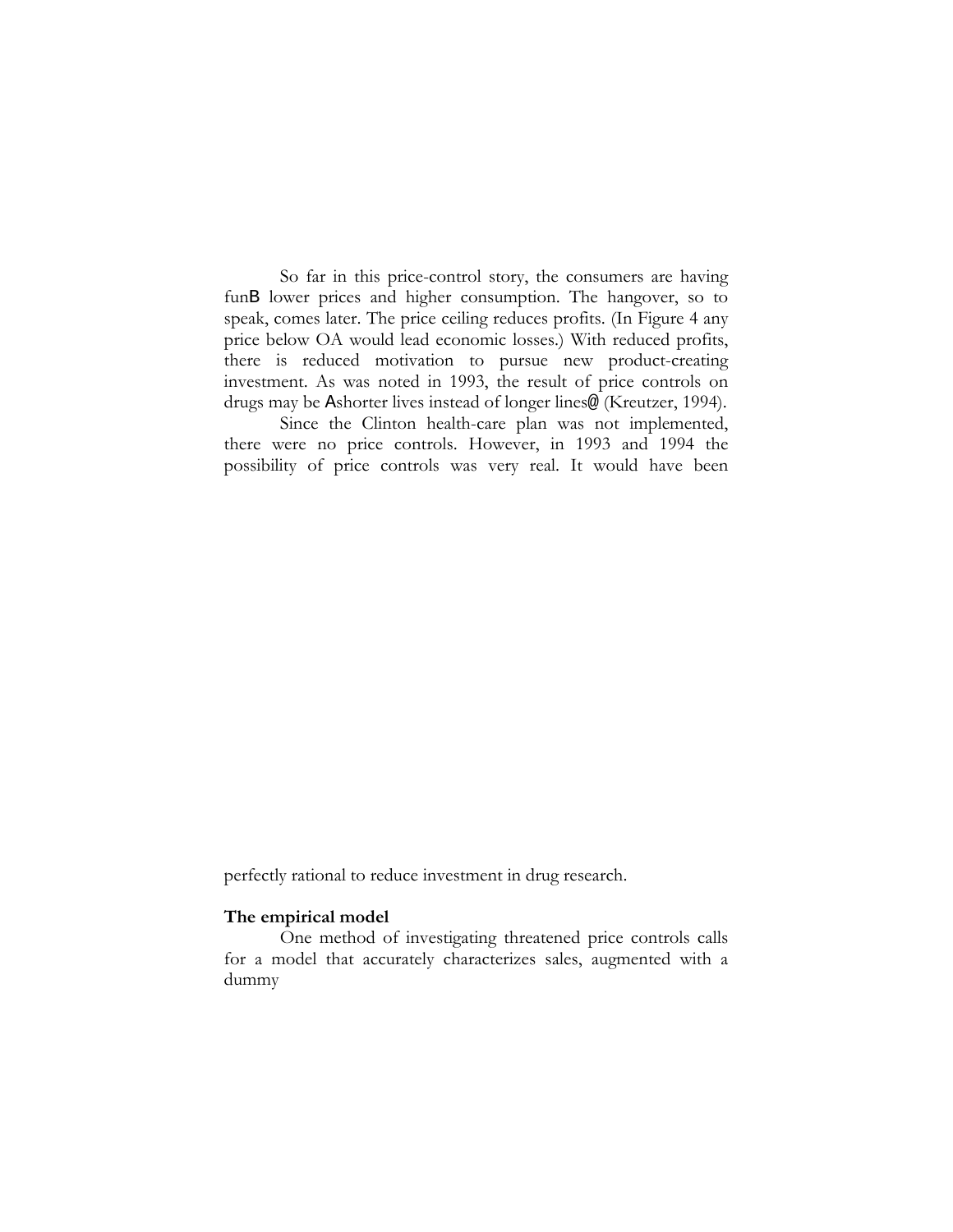So far in this price-control story, the consumers are having funB lower prices and higher consumption. The hangover, so to speak, comes later. The price ceiling reduces profits. (In Figure 4 any price below OA would lead economic losses.) With reduced profits, there is reduced motivation to pursue new product-creating investment. As was noted in 1993, the result of price controls on drugs may be Ashorter lives instead of longer lines@ (Kreutzer, 1994).

Since the Clinton health-care plan was not implemented, there were no price controls. However, in 1993 and 1994 the possibility of price controls was very real. It would have been perfectly rational to reduce investment in drug research.

**The empirical model**

One method of investigating threatened price controls calls for a model that accurately characterizes sales, augmented with a dummy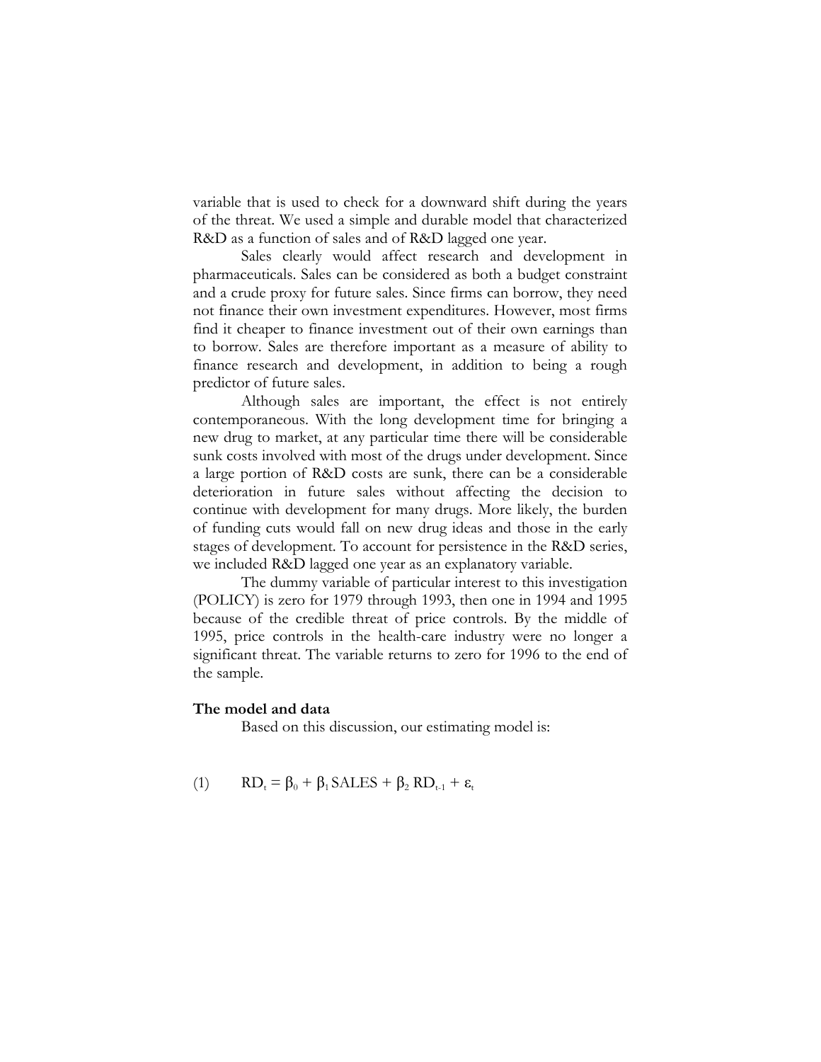variable that is used to check for a downward shift during the years of the threat. We used a simple and durable model that characterized R&D as a function of sales and of R&D lagged one year.

Sales clearly would affect research and development in pharmaceuticals. Sales can be considered as both a budget constraint and a crude proxy for future sales. Since firms can borrow, they need not finance their own investment expenditures. However, most firms find it cheaper to finance investment out of their own earnings than to borrow. Sales are therefore important as a measure of ability to finance research and development, in addition to being a rough predictor of future sales.

Although sales are important, the effect is not entirely contemporaneous. With the long development time for bringing a new drug to market, at any particular time there will be considerable sunk costs involved with most of the drugs under development. Since a large portion of R&D costs are sunk, there can be a considerable deterioration in future sales without affecting the decision to continue with development for many drugs. More likely, the burden of funding cuts would fall on new drug ideas and those in the early stages of development. To account for persistence in the R&D series, we included R&D lagged one year as an explanatory variable.

The dummy variable of particular interest to this investigation (POLICY) is zero for 1979 through 1993, then one in 1994 and 1995 because of the credible threat of price controls. By the middle of 1995, price controls in the health-care industry were no longer a significant threat. The variable returns to zero for 1996 to the end of the sample.

**The model and data**

Based on this discussion, our estimating model is:

$$(1) \qquad RD_t = \beta_0 + \beta_1 \, SALES + \beta_2 \, RD_{t-1} + \varepsilon_t$$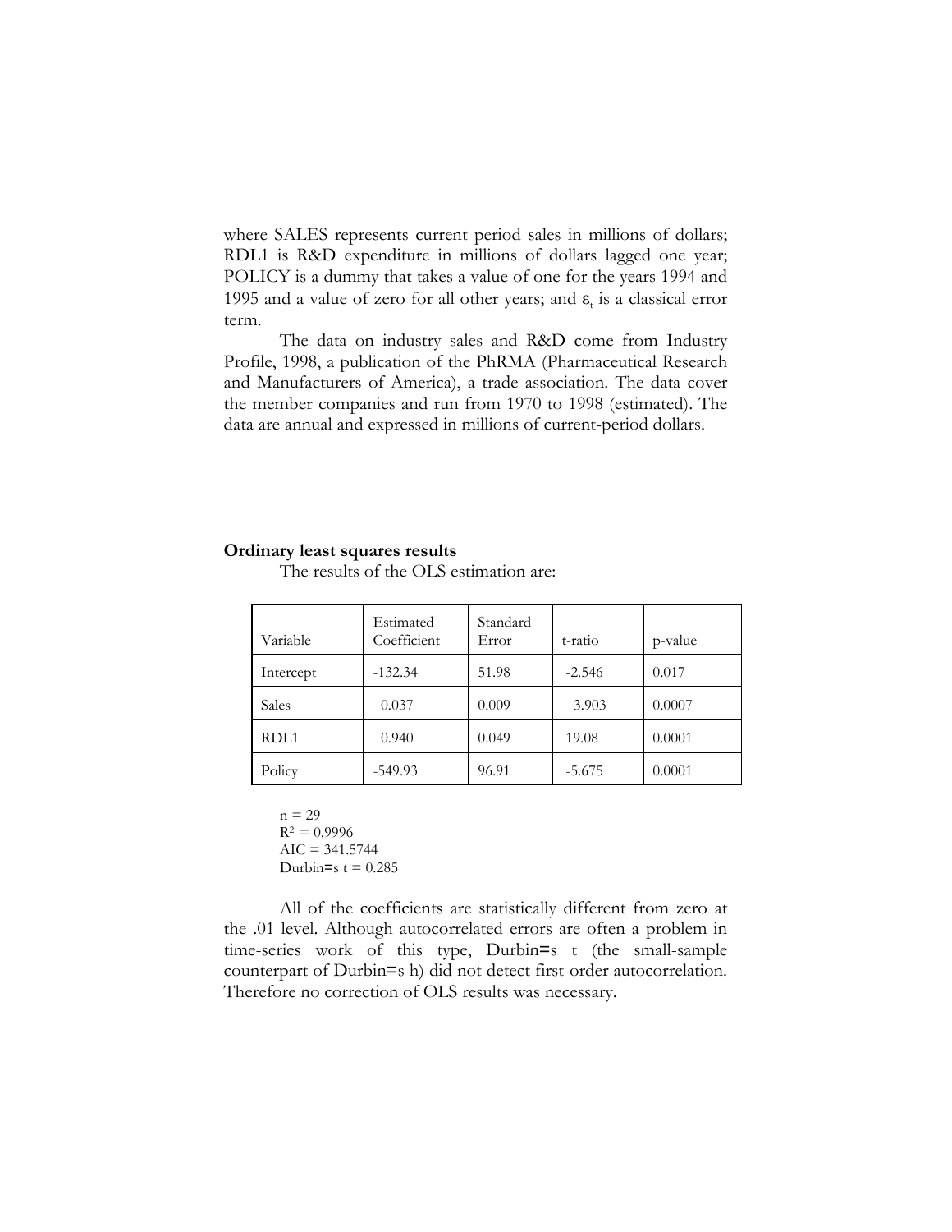where SALES represents current period sales in millions of dollars; RDL1 is R&D expenditure in millions of dollars lagged one year; POLICY is a dummy that takes a value of one for the years 1994 and 1995 and a value of zero for all other years; and $\varepsilon_t$ is a classical error term.

The data on industry sales and R&D come from Industry Profile, 1998, a publication of the PhRMA (Pharmaceutical Research and Manufacturers of America), a trade association. The data cover the member companies and run from 1970 to 1998 (estimated). The data are annual and expressed in millions of current-period dollars.

**Ordinary least squares results**

The results of the OLS estimation are:

| Variable | Estimated Coefficient | Standard Error | t-ratio | p-value |
|---|---|---|---|---|
| Intercept | -132.34 | 51.98 | -2.546 | 0.017 |
| Sales | 0.037 | 0.009 | 3.903 | 0.0007 |
| RDL1 | 0.940 | 0.049 | 19.08 | 0.0001 |
| Policy | -549.93 | 96.91 | -5.675 | 0.0001 |

n = 29
$R^2 = 0.9996$
AIC = 341.5744
Durbin=s t = 0.285

All of the coefficients are statistically different from zero at the .01 level. Although autocorrelated errors are often a problem in time-series work of this type, Durbin=s t (the small-sample counterpart of Durbin=s h) did not detect first-order autocorrelation. Therefore no correction of OLS results was necessary.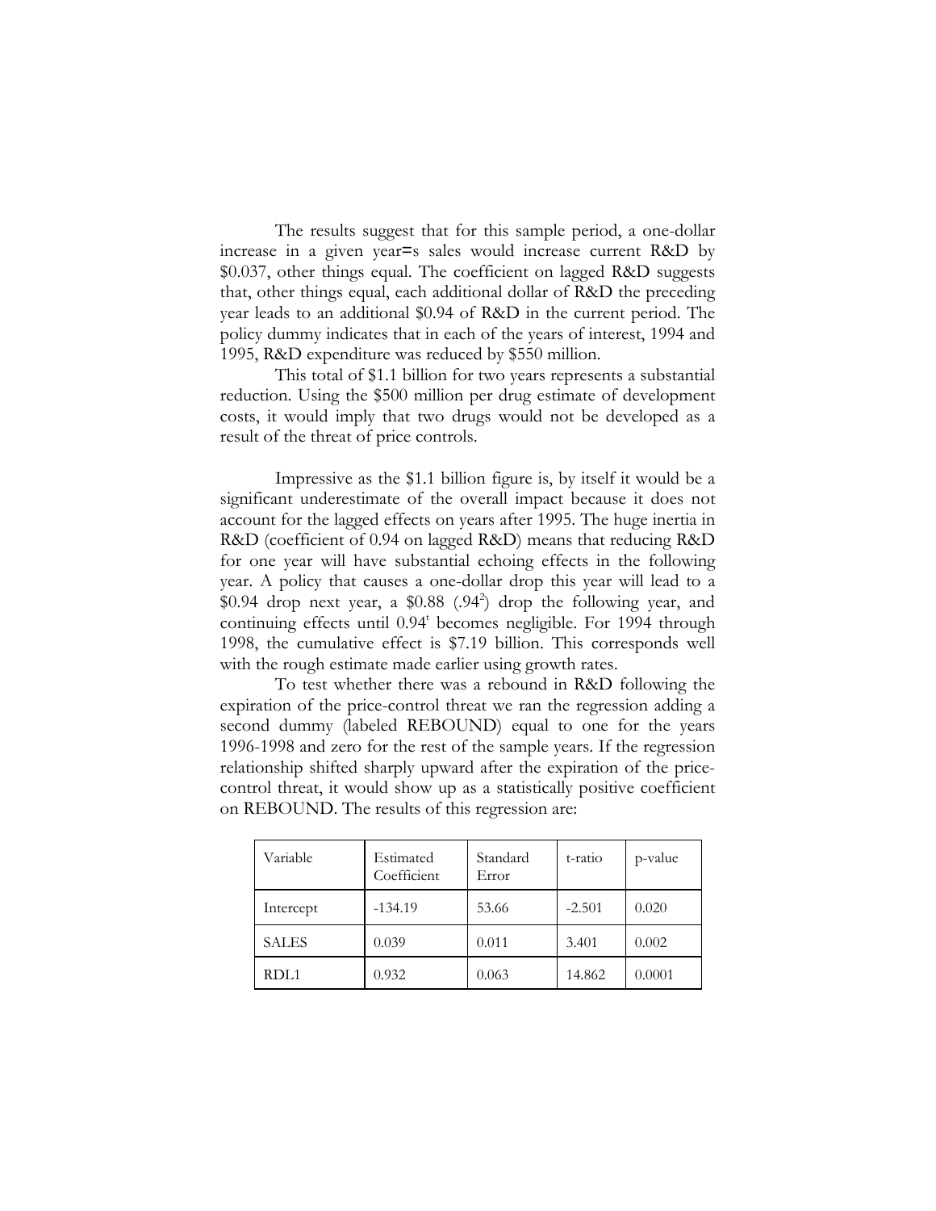The results suggest that for this sample period, a one-dollar increase in a given year=s sales would increase current R&D by \$0.037, other things equal. The coefficient on lagged R&D suggests that, other things equal, each additional dollar of R&D the preceding year leads to an additional \$0.94 of R&D in the current period. The policy dummy indicates that in each of the years of interest, 1994 and 1995, R&D expenditure was reduced by \$550 million.

This total of \$1.1 billion for two years represents a substantial reduction. Using the \$500 million per drug estimate of development costs, it would imply that two drugs would not be developed as a result of the threat of price controls.

Impressive as the \$1.1 billion figure is, by itself it would be a significant underestimate of the overall impact because it does not account for the lagged effects on years after 1995. The huge inertia in R&D (coefficient of 0.94 on lagged R&D) means that reducing R&D for one year will have substantial echoing effects in the following year. A policy that causes a one-dollar drop this year will lead to a \$0.94 drop next year, a \$0.88 ($.94^2$) drop the following year, and continuing effects until $0.94^t$ becomes negligible. For 1994 through 1998, the cumulative effect is \$7.19 billion. This corresponds well with the rough estimate made earlier using growth rates.

To test whether there was a rebound in R&D following the expiration of the price-control threat we ran the regression adding a second dummy (labeled REBOUND) equal to one for the years 1996-1998 and zero for the rest of the sample years. If the regression relationship shifted sharply upward after the expiration of the price-control threat, it would show up as a statistically positive coefficient on REBOUND. The results of this regression are:

| Variable | Estimated Coefficient | Standard Error | t-ratio | p-value |
|---|---|---|---|---|
| Intercept | -134.19 | 53.66 | -2.501 | 0.020 |
| SALES | 0.039 | 0.011 | 3.401 | 0.002 |
| RDL1 | 0.932 | 0.063 | 14.862 | 0.0001 |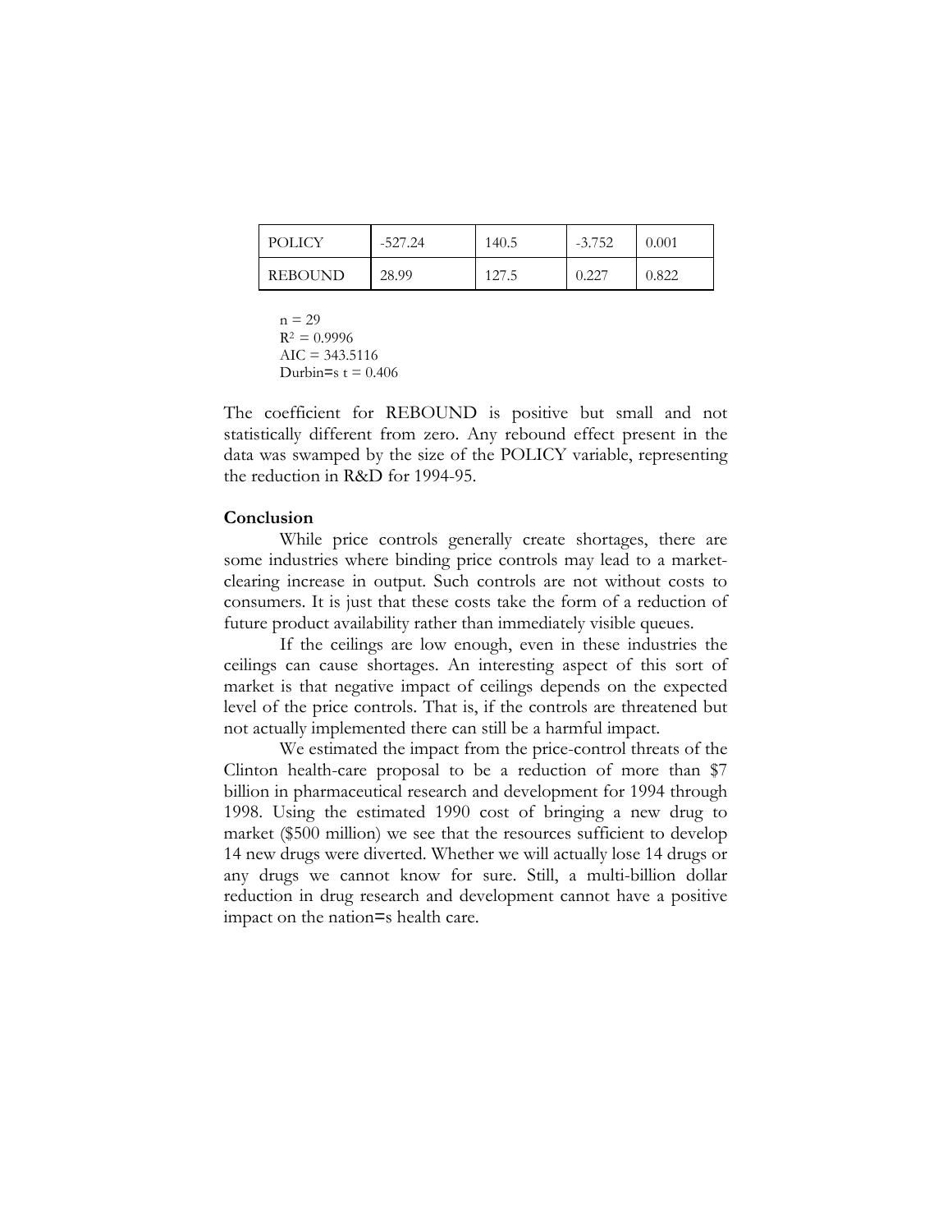| POLICY | -527.24 | 140.5 | -3.752 | 0.001 |
|---|---|---|---|---|
| REBOUND | 28.99 | 127.5 | 0.227 | 0.822 |

n = 29
$R^2 = 0.9996$
AIC = 343.5116
Durbin=s t = 0.406

The coefficient for REBOUND is positive but small and not statistically different from zero. Any rebound effect present in the data was swamped by the size of the POLICY variable, representing the reduction in R&D for 1994-95.

**Conclusion**

While price controls generally create shortages, there are some industries where binding price controls may lead to a market-clearing increase in output. Such controls are not without costs to consumers. It is just that these costs take the form of a reduction of future product availability rather than immediately visible queues.

If the ceilings are low enough, even in these industries the ceilings can cause shortages. An interesting aspect of this sort of market is that negative impact of ceilings depends on the expected level of the price controls. That is, if the controls are threatened but not actually implemented there can still be a harmful impact.

We estimated the impact from the price-control threats of the Clinton health-care proposal to be a reduction of more than $7 billion in pharmaceutical research and development for 1994 through 1998. Using the estimated 1990 cost of bringing a new drug to market ($500 million) we see that the resources sufficient to develop 14 new drugs were diverted. Whether we will actually lose 14 drugs or any drugs we cannot know for sure. Still, a multi-billion dollar reduction in drug research and development cannot have a positive impact on the nation=s health care.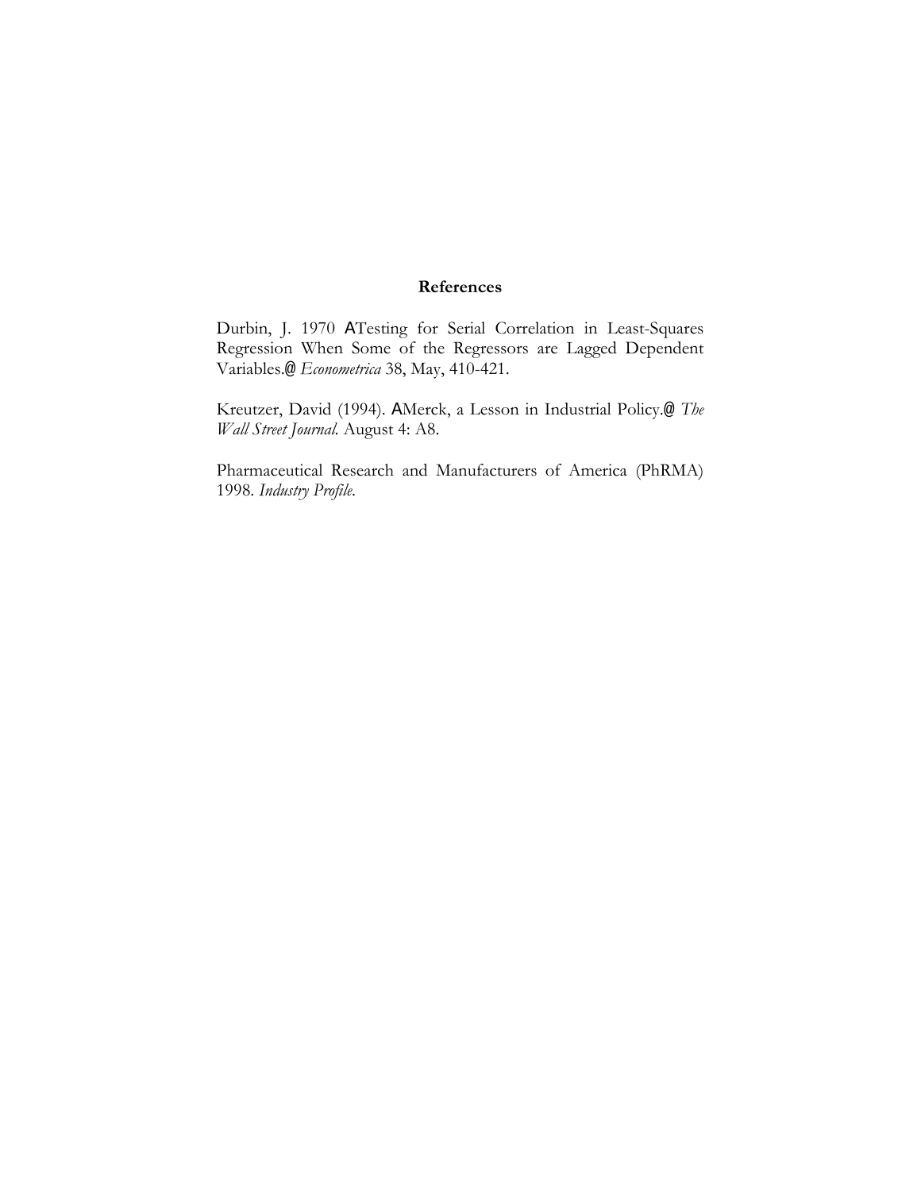**References**

Durbin, J. 1970 ATesting for Serial Correlation in Least-Squares Regression When Some of the Regressors are Lagged Dependent Variables.@ *Econometrica* 38, May, 410-421.

Kreutzer, David (1994). AMerck, a Lesson in Industrial Policy.@ *The Wall Street Journal*. August 4: A8.

Pharmaceutical Research and Manufacturers of America (PhRMA) 1998. *Industry Profile*.